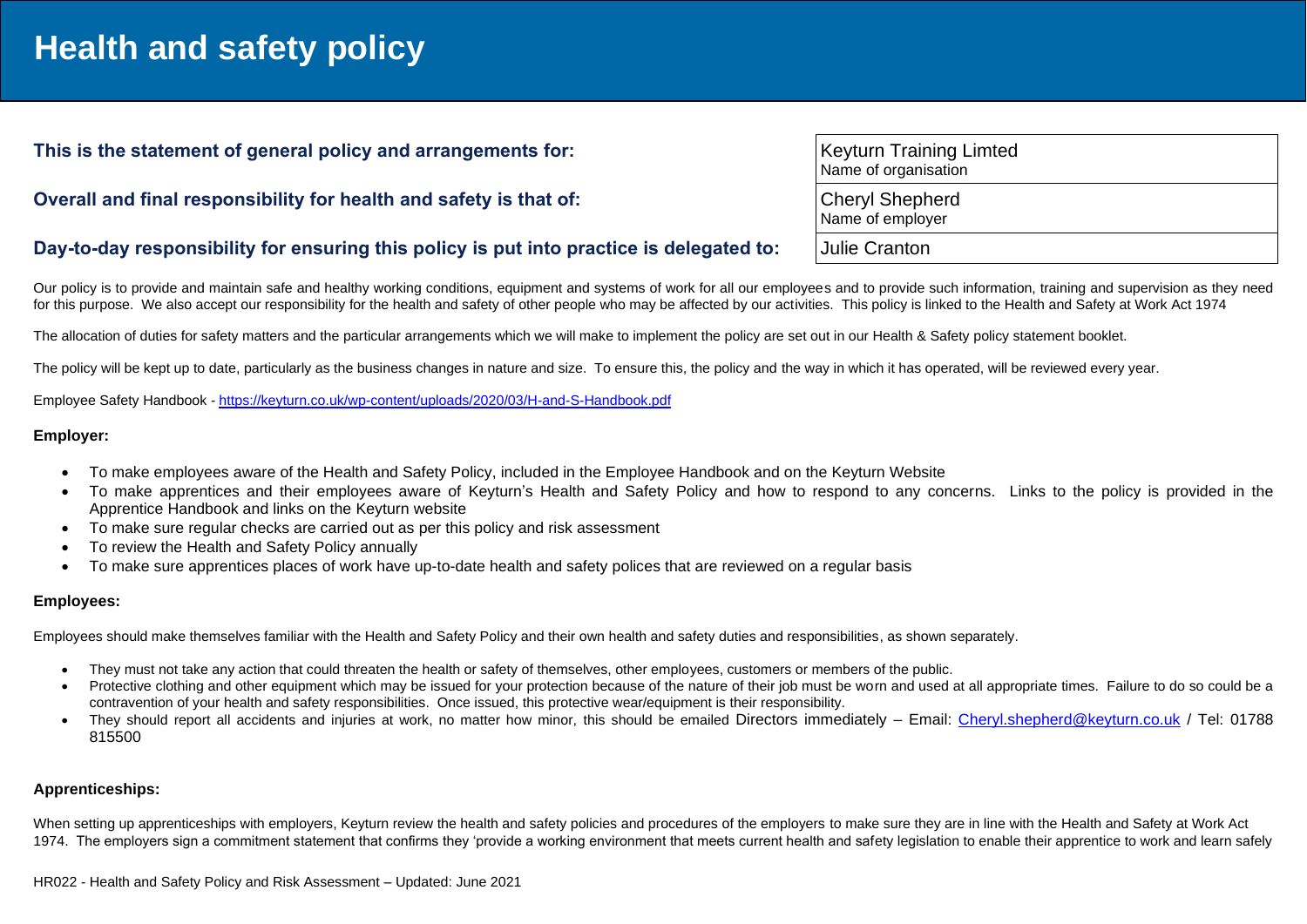# Health and safety policy

| | |
|---|---|
| **This is the statement of general policy and arrangements for:** | Keyturn Training Limted<br>Name of organisation |
| **Overall and final responsibility for health and safety is that of:** | Cheryl Shepherd<br>Name of employer |
| **Day-to-day responsibility for ensuring this policy is put into practice is delegated to:** | Julie Cranton |

Our policy is to provide and maintain safe and healthy working conditions, equipment and systems of work for all our employees and to provide such information, training and supervision as they need for this purpose. We also accept our responsibility for the health and safety of other people who may be affected by our activities. This policy is linked to the Health and Safety at Work Act 1974

The allocation of duties for safety matters and the particular arrangements which we will make to implement the policy are set out in our Health & Safety policy statement booklet.

The policy will be kept up to date, particularly as the business changes in nature and size. To ensure this, the policy and the way in which it has operated, will be reviewed every year.

Employee Safety Handbook - https://keyturn.co.uk/wp-content/uploads/2020/03/H-and-S-Handbook.pdf

**Employer:**

- To make employees aware of the Health and Safety Policy, included in the Employee Handbook and on the Keyturn Website
- To make apprentices and their employees aware of Keyturn's Health and Safety Policy and how to respond to any concerns. Links to the policy is provided in the Apprentice Handbook and links on the Keyturn website
- To make sure regular checks are carried out as per this policy and risk assessment
- To review the Health and Safety Policy annually
- To make sure apprentices places of work have up-to-date health and safety polices that are reviewed on a regular basis

**Employees:**

Employees should make themselves familiar with the Health and Safety Policy and their own health and safety duties and responsibilities, as shown separately.

- They must not take any action that could threaten the health or safety of themselves, other employees, customers or members of the public.
- Protective clothing and other equipment which may be issued for your protection because of the nature of their job must be worn and used at all appropriate times. Failure to do so could be a contravention of your health and safety responsibilities. Once issued, this protective wear/equipment is their responsibility.
- They should report all accidents and injuries at work, no matter how minor, this should be emailed Directors immediately – Email: Cheryl.shepherd@keyturn.co.uk / Tel: 01788 815500

**Apprenticeships:**

When setting up apprenticeships with employers, Keyturn review the health and safety policies and procedures of the employers to make sure they are in line with the Health and Safety at Work Act 1974. The employers sign a commitment statement that confirms they 'provide a working environment that meets current health and safety legislation to enable their apprentice to work and learn safely

HR022 - Health and Safety Policy and Risk Assessment – Updated: June 2021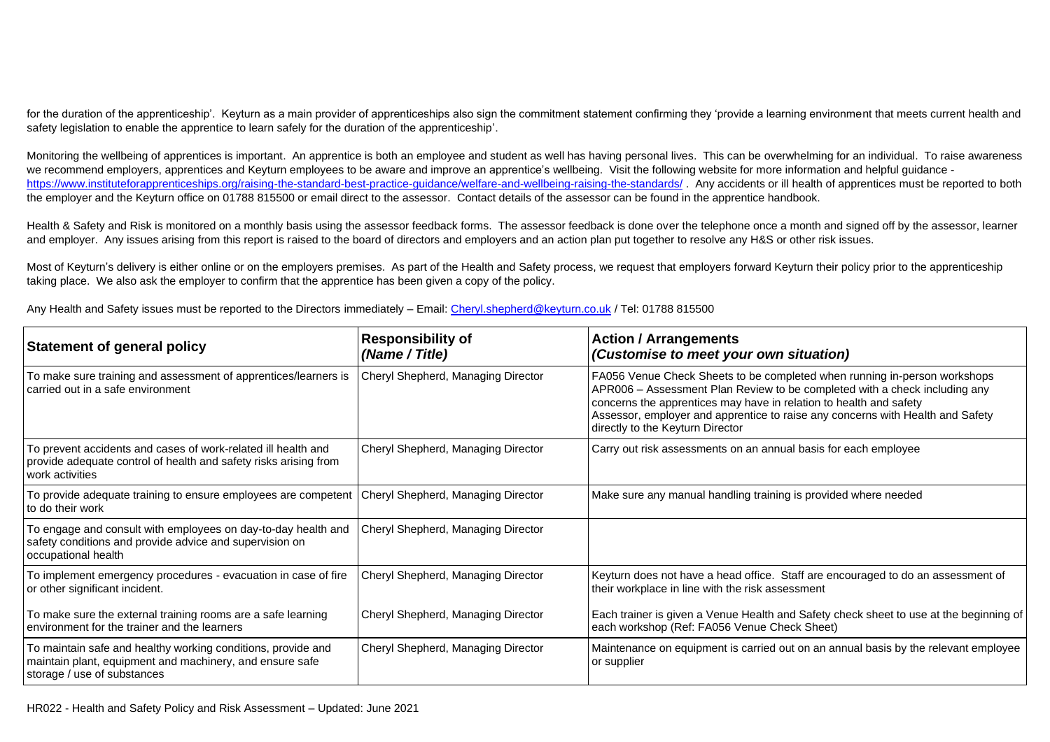for the duration of the apprenticeship'. Keyturn as a main provider of apprenticeships also sign the commitment statement confirming they 'provide a learning environment that meets current health and safety legislation to enable the apprentice to learn safely for the duration of the apprenticeship'.

Monitoring the wellbeing of apprentices is important. An apprentice is both an employee and student as well has having personal lives. This can be overwhelming for an individual. To raise awareness we recommend employers, apprentices and Keyturn employees to be aware and improve an apprentice's wellbeing. Visit the following website for more information and helpful guidance - https://www.instituteforapprenticeships.org/raising-the-standard-best-practice-guidance/welfare-and-wellbeing-raising-the-standards/ . Any accidents or ill health of apprentices must be reported to both the employer and the Keyturn office on 01788 815500 or email direct to the assessor. Contact details of the assessor can be found in the apprentice handbook.

Health & Safety and Risk is monitored on a monthly basis using the assessor feedback forms. The assessor feedback is done over the telephone once a month and signed off by the assessor, learner and employer. Any issues arising from this report is raised to the board of directors and employers and an action plan put together to resolve any H&S or other risk issues.

Most of Keyturn's delivery is either online or on the employers premises. As part of the Health and Safety process, we request that employers forward Keyturn their policy prior to the apprenticeship taking place. We also ask the employer to confirm that the apprentice has been given a copy of the policy.

Any Health and Safety issues must be reported to the Directors immediately – Email: Cheryl.shepherd@keyturn.co.uk / Tel: 01788 815500

| Statement of general policy | Responsibility of *(Name / Title)* | Action / Arrangements *(Customise to meet your own situation)* |
|---|---|---|
| To make sure training and assessment of apprentices/learners is carried out in a safe environment | Cheryl Shepherd, Managing Director | FA056 Venue Check Sheets to be completed when running in-person workshops<br>APR006 – Assessment Plan Review to be completed with a check including any concerns the apprentices may have in relation to health and safety<br>Assessor, employer and apprentice to raise any concerns with Health and Safety directly to the Keyturn Director |
| To prevent accidents and cases of work-related ill health and provide adequate control of health and safety risks arising from work activities | Cheryl Shepherd, Managing Director | Carry out risk assessments on an annual basis for each employee |
| To provide adequate training to ensure employees are competent to do their work | Cheryl Shepherd, Managing Director | Make sure any manual handling training is provided where needed |
| To engage and consult with employees on day-to-day health and safety conditions and provide advice and supervision on occupational health | Cheryl Shepherd, Managing Director | |
| To implement emergency procedures - evacuation in case of fire or other significant incident. | Cheryl Shepherd, Managing Director | Keyturn does not have a head office. Staff are encouraged to do an assessment of their workplace in line with the risk assessment |
| To make sure the external training rooms are a safe learning environment for the trainer and the learners | Cheryl Shepherd, Managing Director | Each trainer is given a Venue Health and Safety check sheet to use at the beginning of each workshop (Ref: FA056 Venue Check Sheet) |
| To maintain safe and healthy working conditions, provide and maintain plant, equipment and machinery, and ensure safe storage / use of substances | Cheryl Shepherd, Managing Director | Maintenance on equipment is carried out on an annual basis by the relevant employee or supplier |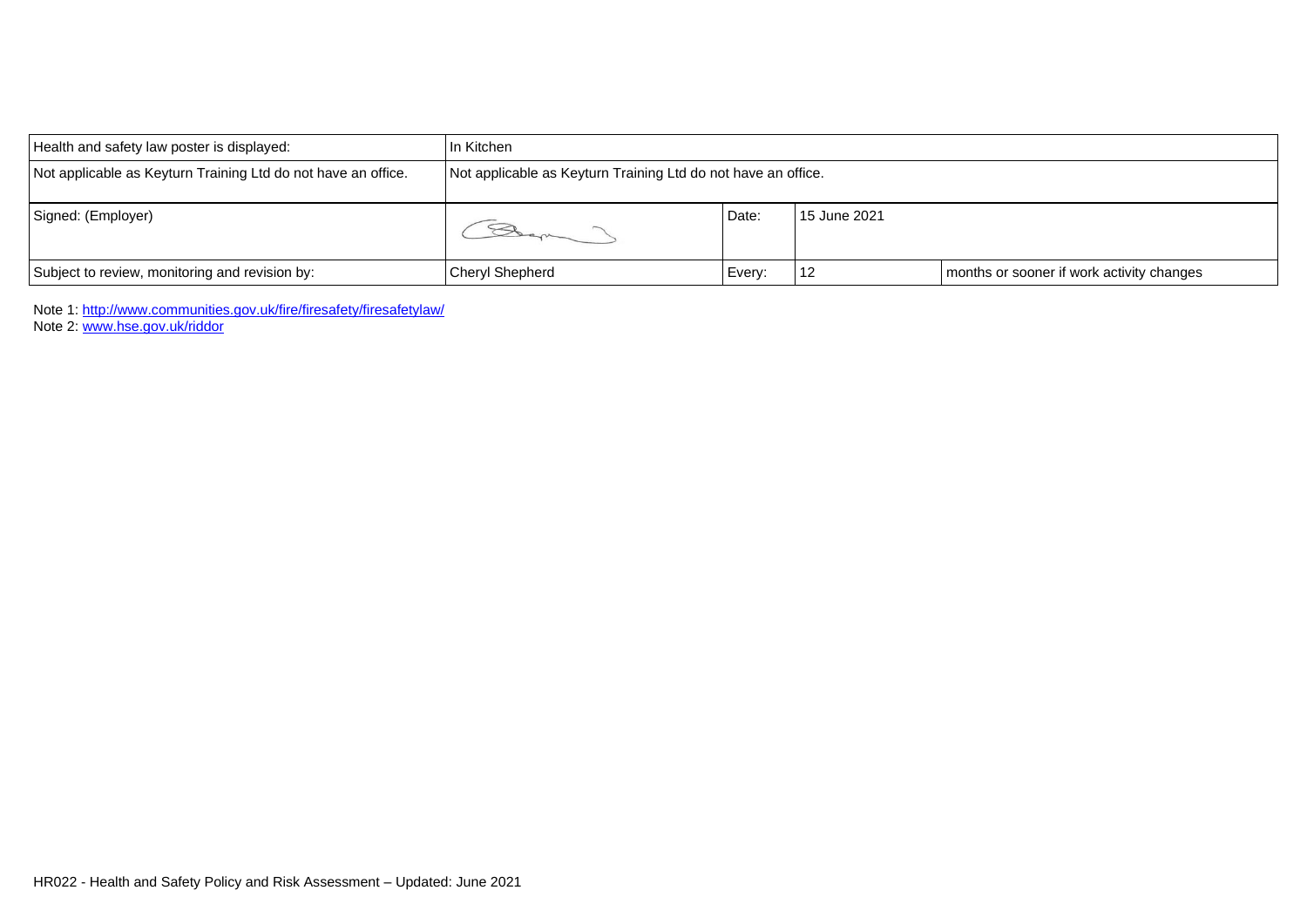| Health and safety law poster is displayed: | In Kitchen | | | |
| --- | --- | --- | --- | --- |
| Not applicable as Keyturn Training Ltd do not have an office. | Not applicable as Keyturn Training Ltd do not have an office. | | | |
| Signed: (Employer) | | Date: | 15 June 2021 | |
| Subject to review, monitoring and revision by: | Cheryl Shepherd | Every: | 12 | months or sooner if work activity changes |

Note 1: http://www.communities.gov.uk/fire/firesafety/firesafetylaw/
Note 2: www.hse.gov.uk/riddor

HR022 - Health and Safety Policy and Risk Assessment – Updated: June 2021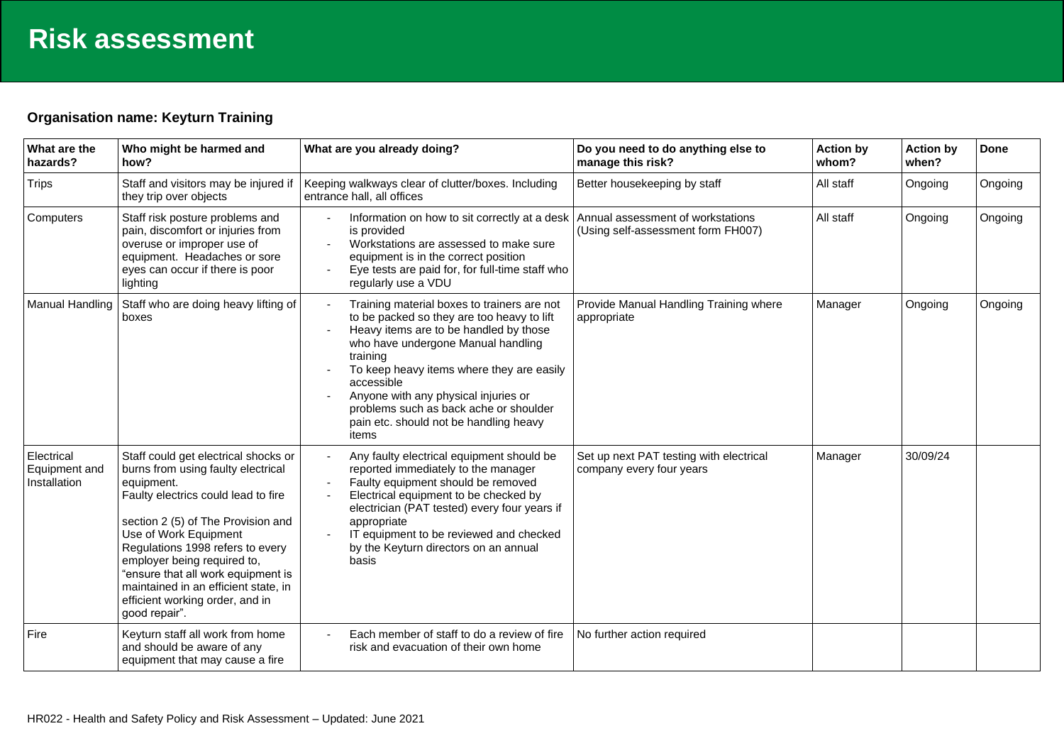# Risk assessment

**Organisation name: Keyturn Training**

| What are the hazards? | Who might be harmed and how? | What are you already doing? | Do you need to do anything else to manage this risk? | Action by whom? | Action by when? | Done |
|---|---|---|---|---|---|---|
| Trips | Staff and visitors may be injured if they trip over objects | Keeping walkways clear of clutter/boxes. Including entrance hall, all offices | Better housekeeping by staff | All staff | Ongoing | Ongoing |
| Computers | Staff risk posture problems and pain, discomfort or injuries from overuse or improper use of equipment. Headaches or sore eyes can occur if there is poor lighting | - Information on how to sit correctly at a desk is provided<br>- Workstations are assessed to make sure equipment is in the correct position<br>- Eye tests are paid for, for full-time staff who regularly use a VDU | Annual assessment of workstations (Using self-assessment form FH007) | All staff | Ongoing | Ongoing |
| Manual Handling | Staff who are doing heavy lifting of boxes | - Training material boxes to trainers are not to be packed so they are too heavy to lift<br>- Heavy items are to be handled by those who have undergone Manual handling training<br>- To keep heavy items where they are easily accessible<br>- Anyone with any physical injuries or problems such as back ache or shoulder pain etc. should not be handling heavy items | Provide Manual Handling Training where appropriate | Manager | Ongoing | Ongoing |
| Electrical Equipment and Installation | Staff could get electrical shocks or burns from using faulty electrical equipment.<br>Faulty electrics could lead to fire<br><br>section 2 (5) of The Provision and Use of Work Equipment Regulations 1998 refers to every employer being required to, "ensure that all work equipment is maintained in an efficient state, in efficient working order, and in good repair". | - Any faulty electrical equipment should be reported immediately to the manager<br>- Faulty equipment should be removed<br>- Electrical equipment to be checked by electrician (PAT tested) every four years if appropriate<br>- IT equipment to be reviewed and checked by the Keyturn directors on an annual basis | Set up next PAT testing with electrical company every four years | Manager | 30/09/24 | |
| Fire | Keyturn staff all work from home and should be aware of any equipment that may cause a fire | - Each member of staff to do a review of fire risk and evacuation of their own home | No further action required | | | |

HR022 - Health and Safety Policy and Risk Assessment – Updated: June 2021